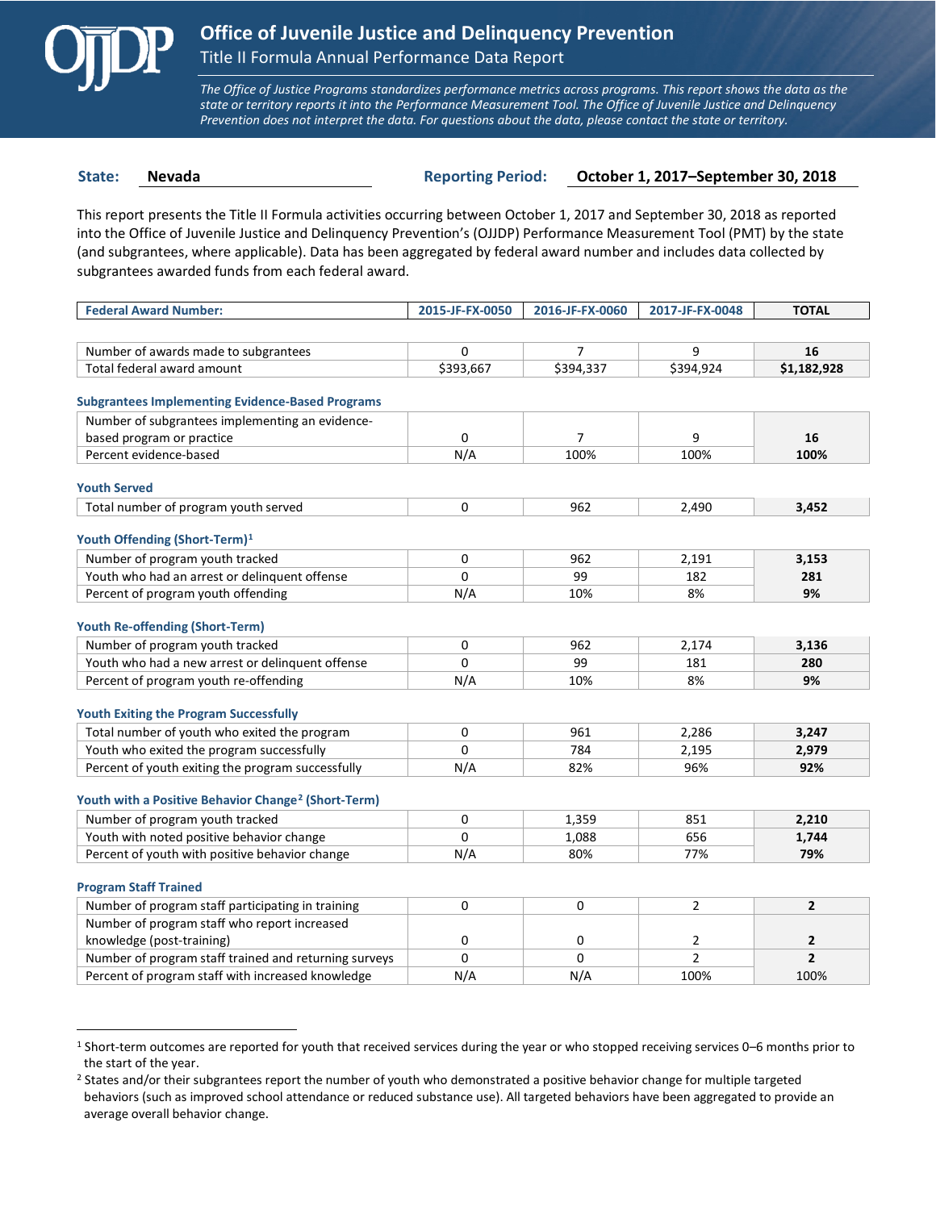# Office of Juvenile Justice and Delinquency Prevention

## Title II Formula Annual Performance Data Report

*The Office of Justice Programs standardizes performance metrics across programs. This report shows the data as the state or territory reports it into the Performance Measurement Tool. The Office of Juvenile Justice and Delinquency Prevention does not interpret the data. For questions about the data, please contact the state or territory.*

**State:** Nevada **Reporting Period:** October 1, 2017–September 30, 2018

This report presents the Title II Formula activities occurring between October 1, 2017 and September 30, 2018 as reported into the Office of Juvenile Justice and Delinquency Prevention's (OJJDP) Performance Measurement Tool (PMT) by the state (and subgrantees, where applicable). Data has been aggregated by federal award number and includes data collected by subgrantees awarded funds from each federal award.

| Federal Award Number: | 2015-JF-FX-0050 | 2016-JF-FX-0060 | 2017-JF-FX-0048 | TOTAL |
|---|---|---|---|---|
| Number of awards made to subgrantees | 0 | 7 | 9 | **16** |
| Total federal award amount | $393,667 | $394,337 | $394,924 | **$1,182,928** |
| **Subgrantees Implementing Evidence-Based Programs** | | | | |
| Number of subgrantees implementing an evidence-based program or practice | 0 | 7 | 9 | **16** |
| Percent evidence-based | N/A | 100% | 100% | **100%** |
| **Youth Served** | | | | |
| Total number of program youth served | 0 | 962 | 2,490 | **3,452** |
| **Youth Offending (Short-Term)[1]** | | | | |
| Number of program youth tracked | 0 | 962 | 2,191 | **3,153** |
| Youth who had an arrest or delinquent offense | 0 | 99 | 182 | **281** |
| Percent of program youth offending | N/A | 10% | 8% | **9%** |
| **Youth Re-offending (Short-Term)** | | | | |
| Number of program youth tracked | 0 | 962 | 2,174 | **3,136** |
| Youth who had a new arrest or delinquent offense | 0 | 99 | 181 | **280** |
| Percent of program youth re-offending | N/A | 10% | 8% | **9%** |
| **Youth Exiting the Program Successfully** | | | | |
| Total number of youth who exited the program | 0 | 961 | 2,286 | **3,247** |
| Youth who exited the program successfully | 0 | 784 | 2,195 | **2,979** |
| Percent of youth exiting the program successfully | N/A | 82% | 96% | **92%** |
| **Youth with a Positive Behavior Change[2] (Short-Term)** | | | | |
| Number of program youth tracked | 0 | 1,359 | 851 | **2,210** |
| Youth with noted positive behavior change | 0 | 1,088 | 656 | **1,744** |
| Percent of youth with positive behavior change | N/A | 80% | 77% | **79%** |
| **Program Staff Trained** | | | | |
| Number of program staff participating in training | 0 | 0 | 2 | **2** |
| Number of program staff who report increased knowledge (post-training) | 0 | 0 | 2 | **2** |
| Number of program staff trained and returning surveys | 0 | 0 | 2 | **2** |
| Percent of program staff with increased knowledge | N/A | N/A | 100% | 100% |

[1] Short-term outcomes are reported for youth that received services during the year or who stopped receiving services 0–6 months prior to the start of the year.

[2] States and/or their subgrantees report the number of youth who demonstrated a positive behavior change for multiple targeted behaviors (such as improved school attendance or reduced substance use). All targeted behaviors have been aggregated to provide an average overall behavior change.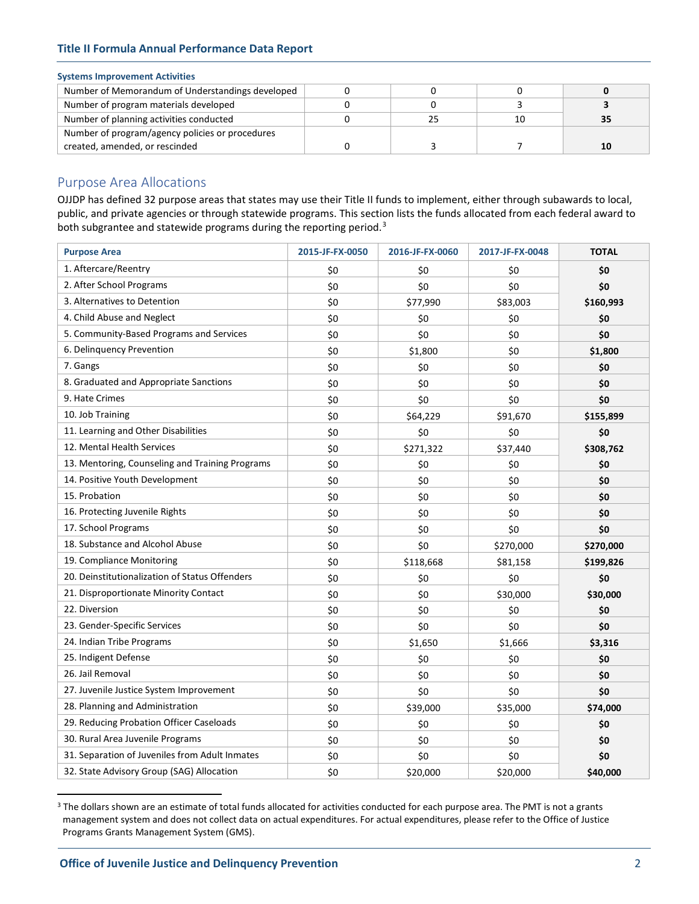**Systems Improvement Activities**

| | | | | |
|---|---|---|---|---|
| Number of Memorandum of Understandings developed | 0 | 0 | 0 | **0** |
| Number of program materials developed | 0 | 0 | 3 | **3** |
| Number of planning activities conducted | 0 | 25 | 10 | **35** |
| Number of program/agency policies or procedures created, amended, or rescinded | 0 | 3 | 7 | **10** |

## Purpose Area Allocations

OJJDP has defined 32 purpose areas that states may use their Title II funds to implement, either through subawards to local, public, and private agencies or through statewide programs. This section lists the funds allocated from each federal award to both subgrantee and statewide programs during the reporting period.[3]

| Purpose Area | 2015-JF-FX-0050 | 2016-JF-FX-0060 | 2017-JF-FX-0048 | TOTAL |
|---|---|---|---|---|
| 1. Aftercare/Reentry | $0 | $0 | $0 | **$0** |
| 2. After School Programs | $0 | $0 | $0 | **$0** |
| 3. Alternatives to Detention | $0 | $77,990 | $83,003 | **$160,993** |
| 4. Child Abuse and Neglect | $0 | $0 | $0 | **$0** |
| 5. Community-Based Programs and Services | $0 | $0 | $0 | **$0** |
| 6. Delinquency Prevention | $0 | $1,800 | $0 | **$1,800** |
| 7. Gangs | $0 | $0 | $0 | **$0** |
| 8. Graduated and Appropriate Sanctions | $0 | $0 | $0 | **$0** |
| 9. Hate Crimes | $0 | $0 | $0 | **$0** |
| 10. Job Training | $0 | $64,229 | $91,670 | **$155,899** |
| 11. Learning and Other Disabilities | $0 | $0 | $0 | **$0** |
| 12. Mental Health Services | $0 | $271,322 | $37,440 | **$308,762** |
| 13. Mentoring, Counseling and Training Programs | $0 | $0 | $0 | **$0** |
| 14. Positive Youth Development | $0 | $0 | $0 | **$0** |
| 15. Probation | $0 | $0 | $0 | **$0** |
| 16. Protecting Juvenile Rights | $0 | $0 | $0 | **$0** |
| 17. School Programs | $0 | $0 | $0 | **$0** |
| 18. Substance and Alcohol Abuse | $0 | $0 | $270,000 | **$270,000** |
| 19. Compliance Monitoring | $0 | $118,668 | $81,158 | **$199,826** |
| 20. Deinstitutionalization of Status Offenders | $0 | $0 | $0 | **$0** |
| 21. Disproportionate Minority Contact | $0 | $0 | $30,000 | **$30,000** |
| 22. Diversion | $0 | $0 | $0 | **$0** |
| 23. Gender-Specific Services | $0 | $0 | $0 | **$0** |
| 24. Indian Tribe Programs | $0 | $1,650 | $1,666 | **$3,316** |
| 25. Indigent Defense | $0 | $0 | $0 | **$0** |
| 26. Jail Removal | $0 | $0 | $0 | **$0** |
| 27. Juvenile Justice System Improvement | $0 | $0 | $0 | **$0** |
| 28. Planning and Administration | $0 | $39,000 | $35,000 | **$74,000** |
| 29. Reducing Probation Officer Caseloads | $0 | $0 | $0 | **$0** |
| 30. Rural Area Juvenile Programs | $0 | $0 | $0 | **$0** |
| 31. Separation of Juveniles from Adult Inmates | $0 | $0 | $0 | **$0** |
| 32. State Advisory Group (SAG) Allocation | $0 | $20,000 | $20,000 | **$40,000** |

[3] The dollars shown are an estimate of total funds allocated for activities conducted for each purpose area. The PMT is not a grants management system and does not collect data on actual expenditures. For actual expenditures, please refer to the Office of Justice Programs Grants Management System (GMS).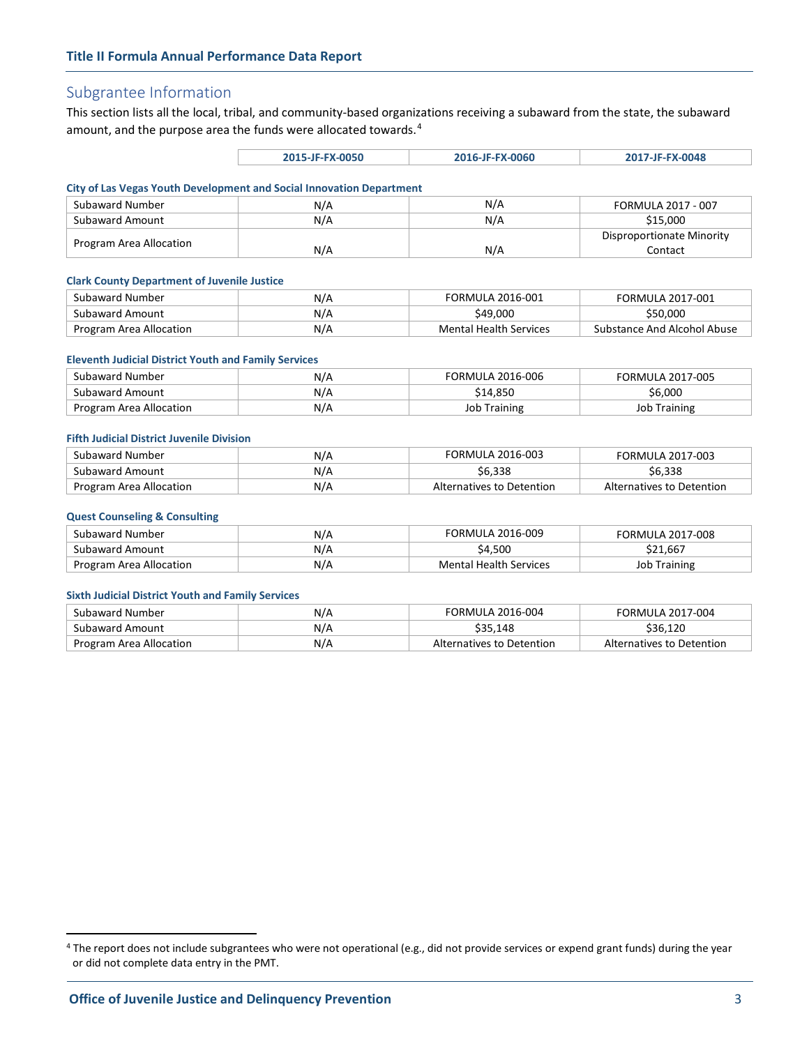## Subgrantee Information

This section lists all the local, tribal, and community-based organizations receiving a subaward from the state, the subaward amount, and the purpose area the funds were allocated towards.[4]

**City of Las Vegas Youth Development and Social Innovation Department**

| | 2015-JF-FX-0050 | 2016-JF-FX-0060 | 2017-JF-FX-0048 |
|---|---|---|---|
| Subaward Number | N/A | N/A | FORMULA 2017 - 007 |
| Subaward Amount | N/A | N/A | $15,000 |
| Program Area Allocation | N/A | N/A | Disproportionate Minority Contact |

**Clark County Department of Juvenile Justice**

| | 2015-JF-FX-0050 | 2016-JF-FX-0060 | 2017-JF-FX-0048 |
|---|---|---|---|
| Subaward Number | N/A | FORMULA 2016-001 | FORMULA 2017-001 |
| Subaward Amount | N/A | $49,000 | $50,000 |
| Program Area Allocation | N/A | Mental Health Services | Substance And Alcohol Abuse |

**Eleventh Judicial District Youth and Family Services**

| | 2015-JF-FX-0050 | 2016-JF-FX-0060 | 2017-JF-FX-0048 |
|---|---|---|---|
| Subaward Number | N/A | FORMULA 2016-006 | FORMULA 2017-005 |
| Subaward Amount | N/A | $14,850 | $6,000 |
| Program Area Allocation | N/A | Job Training | Job Training |

**Fifth Judicial District Juvenile Division**

| | 2015-JF-FX-0050 | 2016-JF-FX-0060 | 2017-JF-FX-0048 |
|---|---|---|---|
| Subaward Number | N/A | FORMULA 2016-003 | FORMULA 2017-003 |
| Subaward Amount | N/A | $6,338 | $6,338 |
| Program Area Allocation | N/A | Alternatives to Detention | Alternatives to Detention |

**Quest Counseling & Consulting**

| | 2015-JF-FX-0050 | 2016-JF-FX-0060 | 2017-JF-FX-0048 |
|---|---|---|---|
| Subaward Number | N/A | FORMULA 2016-009 | FORMULA 2017-008 |
| Subaward Amount | N/A | $4,500 | $21,667 |
| Program Area Allocation | N/A | Mental Health Services | Job Training |

**Sixth Judicial District Youth and Family Services**

| | 2015-JF-FX-0050 | 2016-JF-FX-0060 | 2017-JF-FX-0048 |
|---|---|---|---|
| Subaward Number | N/A | FORMULA 2016-004 | FORMULA 2017-004 |
| Subaward Amount | N/A | $35,148 | $36,120 |
| Program Area Allocation | N/A | Alternatives to Detention | Alternatives to Detention |

[4] The report does not include subgrantees who were not operational (e.g., did not provide services or expend grant funds) during the year or did not complete data entry in the PMT.